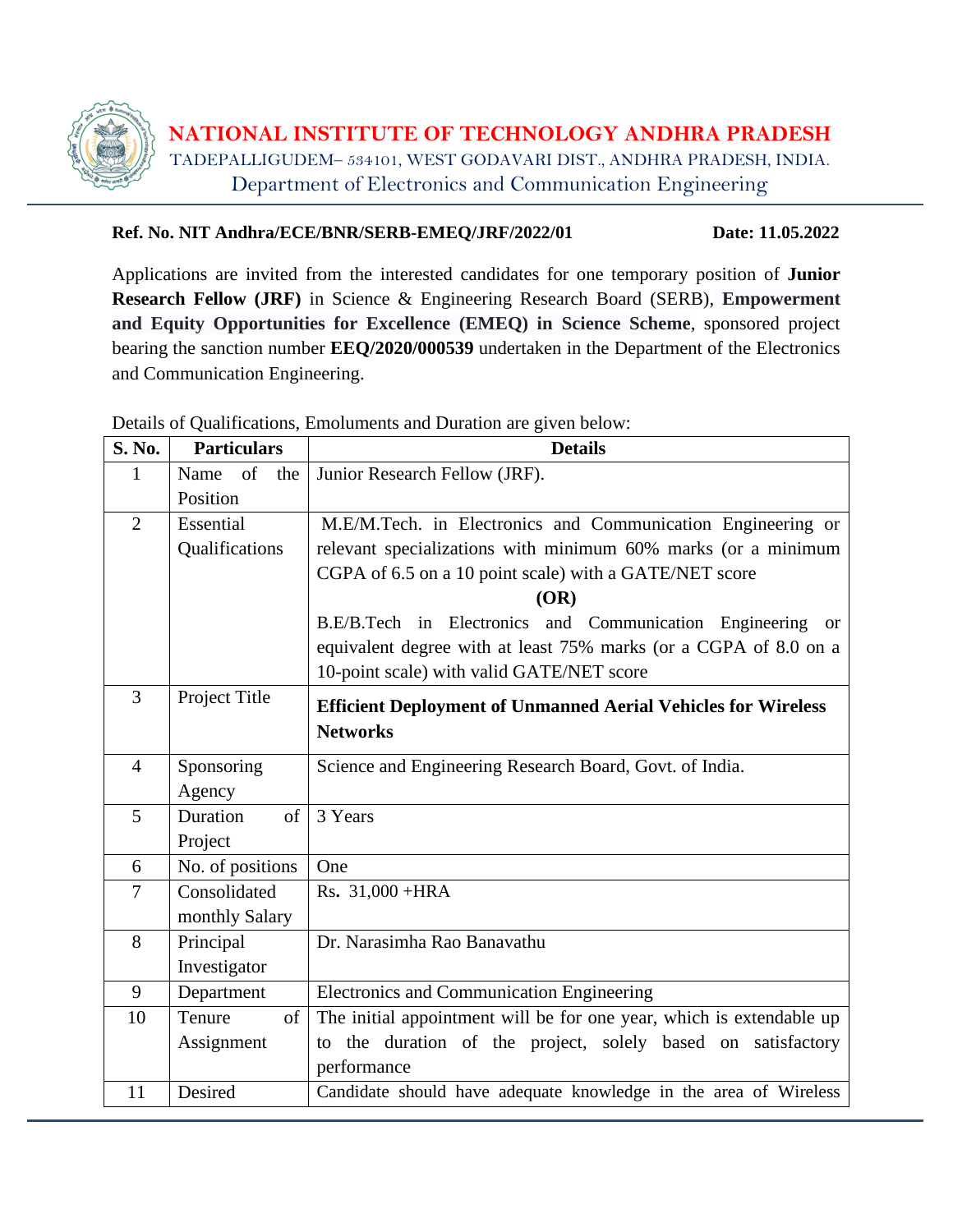# NATIONAL INSTITUTE OF TECHNOLOGY ANDHRA PRADESH

TADEPALLIGUDEM– 534101, WEST GODAVARI DIST., ANDHRA PRADESH, INDIA.

Department of Electronics and Communication Engineering

**Ref. No. NIT Andhra/ECE/BNR/SERB-EMEQ/JRF/2022/01** **Date: 11.05.2022**

Applications are invited from the interested candidates for one temporary position of **Junior Research Fellow (JRF)** in Science & Engineering Research Board (SERB), **Empowerment and Equity Opportunities for Excellence (EMEQ) in Science Scheme**, sponsored project bearing the sanction number **EEQ/2020/000539** undertaken in the Department of the Electronics and Communication Engineering.

Details of Qualifications, Emoluments and Duration are given below:

| S. No. | Particulars | Details |
|---|---|---|
| 1 | Name of the Position | Junior Research Fellow (JRF). |
| 2 | Essential Qualifications | M.E/M.Tech. in Electronics and Communication Engineering or relevant specializations with minimum 60% marks (or a minimum CGPA of 6.5 on a 10 point scale) with a GATE/NET score **(OR)** B.E/B.Tech in Electronics and Communication Engineering or equivalent degree with at least 75% marks (or a CGPA of 8.0 on a 10-point scale) with valid GATE/NET score |
| 3 | Project Title | **Efficient Deployment of Unmanned Aerial Vehicles for Wireless Networks** |
| 4 | Sponsoring Agency | Science and Engineering Research Board, Govt. of India. |
| 5 | Duration of Project | 3 Years |
| 6 | No. of positions | One |
| 7 | Consolidated monthly Salary | Rs. 31,000 +HRA |
| 8 | Principal Investigator | Dr. Narasimha Rao Banavathu |
| 9 | Department | Electronics and Communication Engineering |
| 10 | Tenure of Assignment | The initial appointment will be for one year, which is extendable up to the duration of the project, solely based on satisfactory performance |
| 11 | Desired | Candidate should have adequate knowledge in the area of Wireless |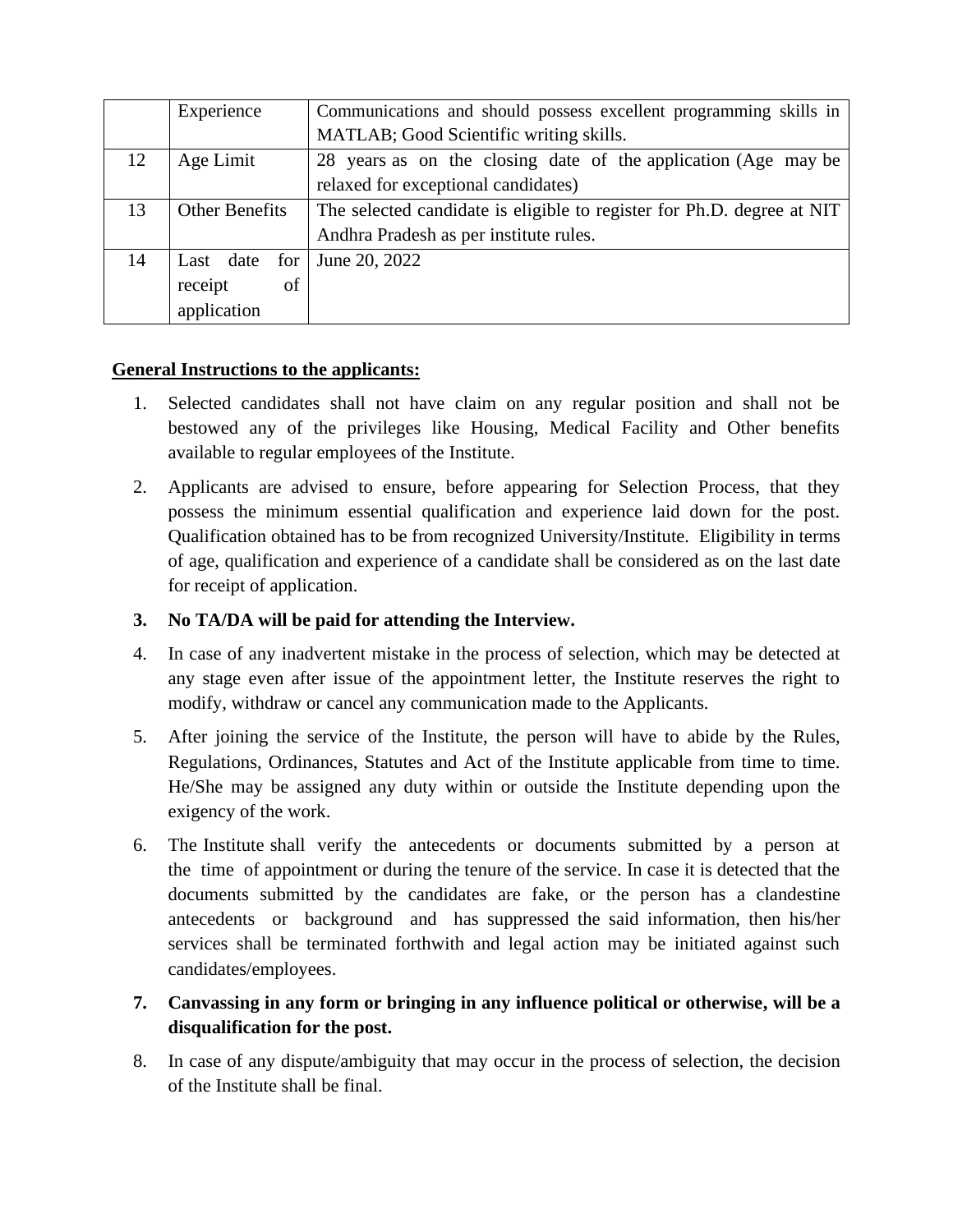| | | |
|---|---|---|
| | Experience | Communications and should possess excellent programming skills in MATLAB; Good Scientific writing skills. |
| 12 | Age Limit | 28 years as on the closing date of the application (Age may be relaxed for exceptional candidates) |
| 13 | Other Benefits | The selected candidate is eligible to register for Ph.D. degree at NIT Andhra Pradesh as per institute rules. |
| 14 | Last date for receipt of application | June 20, 2022 |

**General Instructions to the applicants:**

1. Selected candidates shall not have claim on any regular position and shall not be bestowed any of the privileges like Housing, Medical Facility and Other benefits available to regular employees of the Institute.
2. Applicants are advised to ensure, before appearing for Selection Process, that they possess the minimum essential qualification and experience laid down for the post. Qualification obtained has to be from recognized University/Institute. Eligibility in terms of age, qualification and experience of a candidate shall be considered as on the last date for receipt of application.
3. **No TA/DA will be paid for attending the Interview.**
4. In case of any inadvertent mistake in the process of selection, which may be detected at any stage even after issue of the appointment letter, the Institute reserves the right to modify, withdraw or cancel any communication made to the Applicants.
5. After joining the service of the Institute, the person will have to abide by the Rules, Regulations, Ordinances, Statutes and Act of the Institute applicable from time to time. He/She may be assigned any duty within or outside the Institute depending upon the exigency of the work.
6. The Institute shall verify the antecedents or documents submitted by a person at the time of appointment or during the tenure of the service. In case it is detected that the documents submitted by the candidates are fake, or the person has a clandestine antecedents or background and has suppressed the said information, then his/her services shall be terminated forthwith and legal action may be initiated against such candidates/employees.
7. **Canvassing in any form or bringing in any influence political or otherwise, will be a disqualification for the post.**
8. In case of any dispute/ambiguity that may occur in the process of selection, the decision of the Institute shall be final.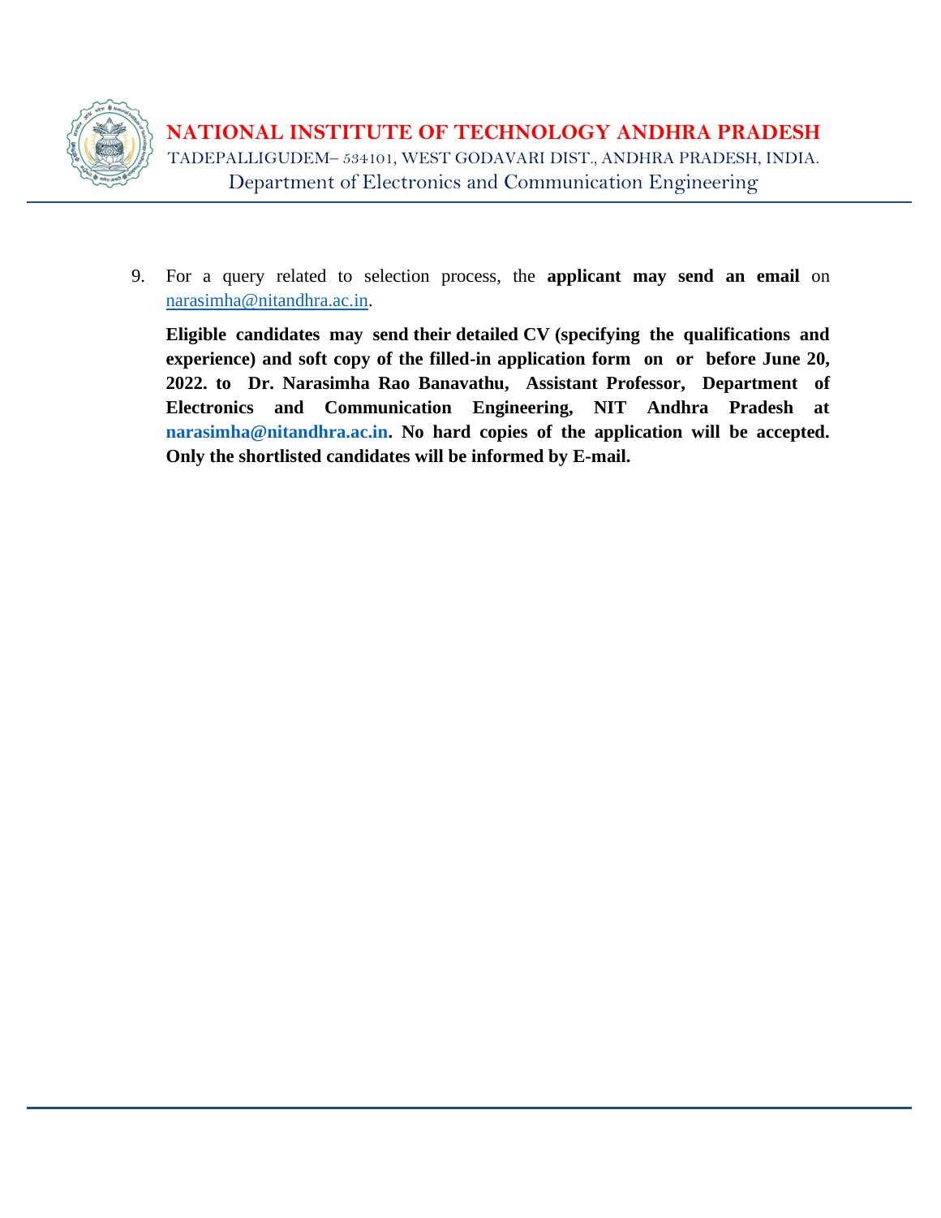9. For a query related to selection process, the **applicant may send an email** on narasimha@nitandhra.ac.in.

   **Eligible candidates may send their detailed CV (specifying the qualifications and experience) and soft copy of the filled-in application form on or before June 20, 2022. to Dr. Narasimha Rao Banavathu, Assistant Professor, Department of Electronics and Communication Engineering, NIT Andhra Pradesh at narasimha@nitandhra.ac.in. No hard copies of the application will be accepted. Only the shortlisted candidates will be informed by E-mail.**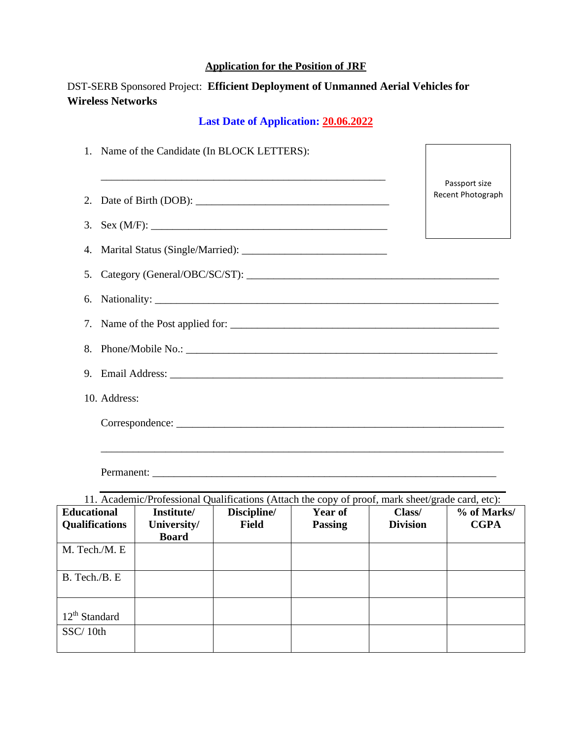## Application for the Position of JRF

DST-SERB Sponsored Project: **Efficient Deployment of Unmanned Aerial Vehicles for Wireless Networks**

**Last Date of Application: 20.06.2022**

1. Name of the Candidate (In BLOCK LETTERS):

   ______________________________________________________

2. Date of Birth (DOB): ____________________________________

3. Sex (M/F): ____________________________________________

4. Marital Status (Single/Married): ___________________________

5. Category (General/OBC/SC/ST): ______________________________________________

6. Nationality: _________________________________________________________________

7. Name of the Post applied for: __________________________________________________

8. Phone/Mobile No.: ___________________________________________________________

9. Email Address: ______________________________________________________________

10. Address:

    Correspondence: _____________________________________________________________

    ____________________________________________________________________________

    Permanent: _________________________________________________________________

Passport size Recent Photograph

11. Academic/Professional Qualifications (Attach the copy of proof, mark sheet/grade card, etc):

| Educational Qualifications | Institute/ University/ Board | Discipline/ Field | Year of Passing | Class/ Division | % of Marks/ CGPA |
|---|---|---|---|---|---|
| M. Tech./M. E | | | | | |
| B. Tech./B. E | | | | | |
| 12th Standard | | | | | |
| SSC/ 10th | | | | | |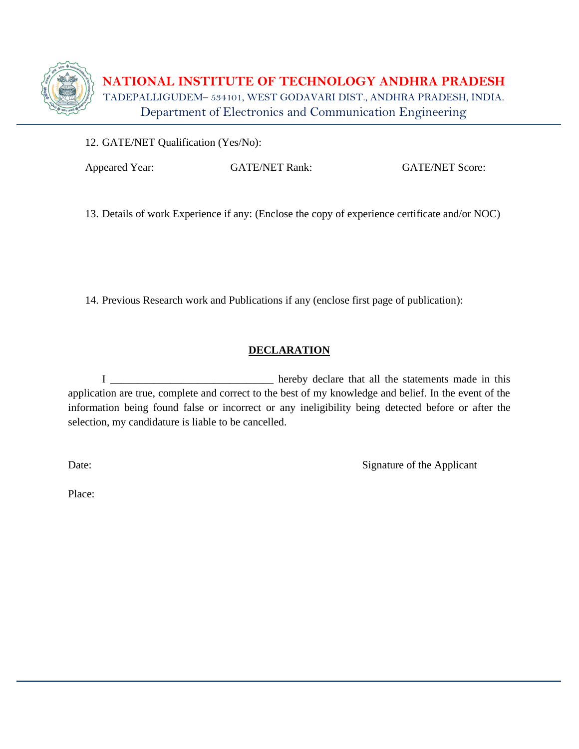12. GATE/NET Qualification (Yes/No):

Appeared Year: GATE/NET Rank: GATE/NET Score:

13. Details of work Experience if any: (Enclose the copy of experience certificate and/or NOC)

14. Previous Research work and Publications if any (enclose first page of publication):

**DECLARATION**

I _____________________________ hereby declare that all the statements made in this application are true, complete and correct to the best of my knowledge and belief. In the event of the information being found false or incorrect or any ineligibility being detected before or after the selection, my candidature is liable to be cancelled.

Date: Signature of the Applicant

Place: